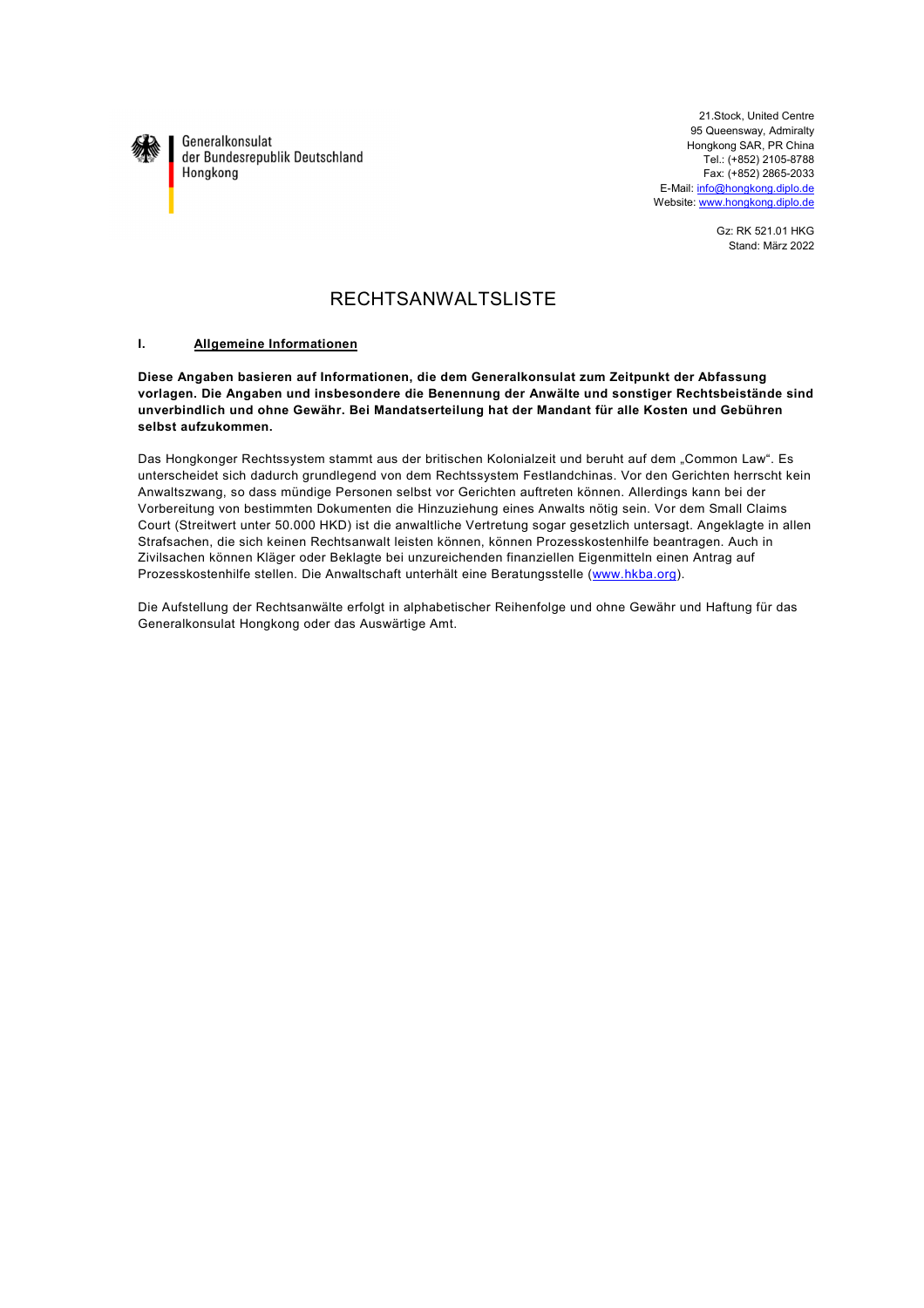Generalkonsulat
der Bundesrepublik Deutschland
Hongkong

21.Stock, United Centre
95 Queensway, Admiralty
Hongkong SAR, PR China
Tel.: (+852) 2105-8788
Fax: (+852) 2865-2033
E-Mail: info@hongkong.diplo.de
Website: www.hongkong.diplo.de

Gz: RK 521.01 HKG
Stand: März 2022

# RECHTSANWALTSLISTE

## I. Allgemeine Informationen

**Diese Angaben basieren auf Informationen, die dem Generalkonsulat zum Zeitpunkt der Abfassung vorlagen. Die Angaben und insbesondere die Benennung der Anwälte und sonstiger Rechtsbeistände sind unverbindlich und ohne Gewähr. Bei Mandatserteilung hat der Mandant für alle Kosten und Gebühren selbst aufzukommen.**

Das Hongkonger Rechtssystem stammt aus der britischen Kolonialzeit und beruht auf dem „Common Law". Es unterscheidet sich dadurch grundlegend von dem Rechtssystem Festlandchinas. Vor den Gerichten herrscht kein Anwaltszwang, so dass mündige Personen selbst vor Gerichten auftreten können. Allerdings kann bei der Vorbereitung von bestimmten Dokumenten die Hinzuziehung eines Anwalts nötig sein. Vor dem Small Claims Court (Streitwert unter 50.000 HKD) ist die anwaltliche Vertretung sogar gesetzlich untersagt. Angeklagte in allen Strafsachen, die sich keinen Rechtsanwalt leisten können, können Prozesskostenhilfe beantragen. Auch in Zivilsachen können Kläger oder Beklagte bei unzureichenden finanziellen Eigenmitteln einen Antrag auf Prozesskostenhilfe stellen. Die Anwaltschaft unterhält eine Beratungsstelle (www.hkba.org).

Die Aufstellung der Rechtsanwälte erfolgt in alphabetischer Reihenfolge und ohne Gewähr und Haftung für das Generalkonsulat Hongkong oder das Auswärtige Amt.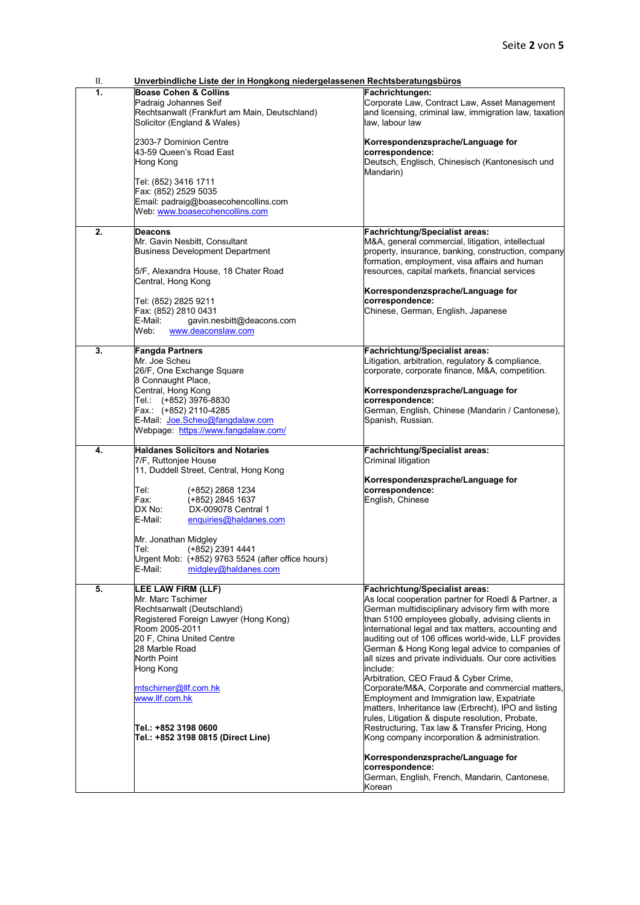II. **Unverbindliche Liste der in Hongkong niedergelassenen Rechtsberatungsbüros**

| | | |
|---|---|---|
| **1.** | **Boase Cohen & Collins**<br>Padraig Johannes Seif<br>Rechtsanwalt (Frankfurt am Main, Deutschland)<br>Solicitor (England & Wales)<br><br>2303-7 Dominion Centre<br>43-59 Queen's Road East<br>Hong Kong<br><br>Tel: (852) 3416 1711<br>Fax: (852) 2529 5035<br>Email: padraig@boasecohencollins.com<br>Web: www.boasecohencollins.com | **Fachrichtungen:**<br>Corporate Law, Contract Law, Asset Management and licensing, criminal law, immigration law, taxation law, labour law<br><br>**Korrespondenzsprache/Language for correspondence:**<br>Deutsch, Englisch, Chinesisch (Kantonesisch und Mandarin) |
| **2.** | **Deacons**<br>Mr. Gavin Nesbitt, Consultant<br>Business Development Department<br><br>5/F, Alexandra House, 18 Chater Road<br>Central, Hong Kong<br><br>Tel: (852) 2825 9211<br>Fax: (852) 2810 0431<br>E-Mail: gavin.nesbitt@deacons.com<br>Web: www.deaconslaw.com | **Fachrichtung/Specialist areas:**<br>M&A, general commercial, litigation, intellectual property, insurance, banking, construction, company formation, employment, visa affairs and human resources, capital markets, financial services<br><br>**Korrespondenzsprache/Language for correspondence:**<br>Chinese, German, English, Japanese |
| **3.** | **Fangda Partners**<br>Mr. Joe Scheu<br>26/F, One Exchange Square<br>8 Connaught Place,<br>Central, Hong Kong<br>Tel.: (+852) 3976-8830<br>Fax.: (+852) 2110-4285<br>E-Mail: Joe.Scheu@fangdalaw.com<br>Webpage: https://www.fangdalaw.com/ | **Fachrichtung/Specialist areas:**<br>Litigation, arbitration, regulatory & compliance, corporate, corporate finance, M&A, competition.<br><br>**Korrespondenzsprache/Language for correspondence:**<br>German, English, Chinese (Mandarin / Cantonese), Spanish, Russian. |
| **4.** | **Haldanes Solicitors and Notaries**<br>7/F, Ruttonjee House<br>11, Duddell Street, Central, Hong Kong<br><br>Tel: (+852) 2868 1234<br>Fax: (+852) 2845 1637<br>DX No: DX-009078 Central 1<br>E-Mail: enquiries@haldanes.com<br><br>Mr. Jonathan Midgley<br>Tel: (+852) 2391 4441<br>Urgent Mob: (+852) 9763 5524 (after office hours)<br>E-Mail: midgley@haldanes.com | **Fachrichtung/Specialist areas:**<br>Criminal litigation<br><br>**Korrespondenzsprache/Language for correspondence:**<br>English, Chinese |
| **5.** | **LEE LAW FIRM (LLF)**<br>Mr. Marc Tschirner<br>Rechtsanwalt (Deutschland)<br>Registered Foreign Lawyer (Hong Kong)<br>Room 2005-2011<br>20 F, China United Centre<br>28 Marble Road<br>North Point<br>Hong Kong<br><br>mtschirner@llf.com.hk<br>www.llf.com.hk<br><br>**Tel.: +852 3198 0600**<br>**Tel.: +852 3198 0815 (Direct Line)** | **Fachrichtung/Specialist areas:**<br>As local cooperation partner for Roedl & Partner, a German multidisciplinary advisory firm with more than 5100 employees globally, advising clients in international legal and tax matters, accounting and auditing out of 106 offices world-wide, LLF provides German & Hong Kong legal advice to companies of all sizes and private individuals. Our core activities include:<br>Arbitration, CEO Fraud & Cyber Crime, Corporate/M&A, Corporate and commercial matters, Employment and Immigration law, Expatriate matters, Inheritance law (Erbrecht), IPO and listing rules, Litigation & dispute resolution, Probate, Restructuring, Tax law & Transfer Pricing, Hong Kong company incorporation & administration.<br><br>**Korrespondenzsprache/Language for correspondence:**<br>German, English, French, Mandarin, Cantonese, Korean |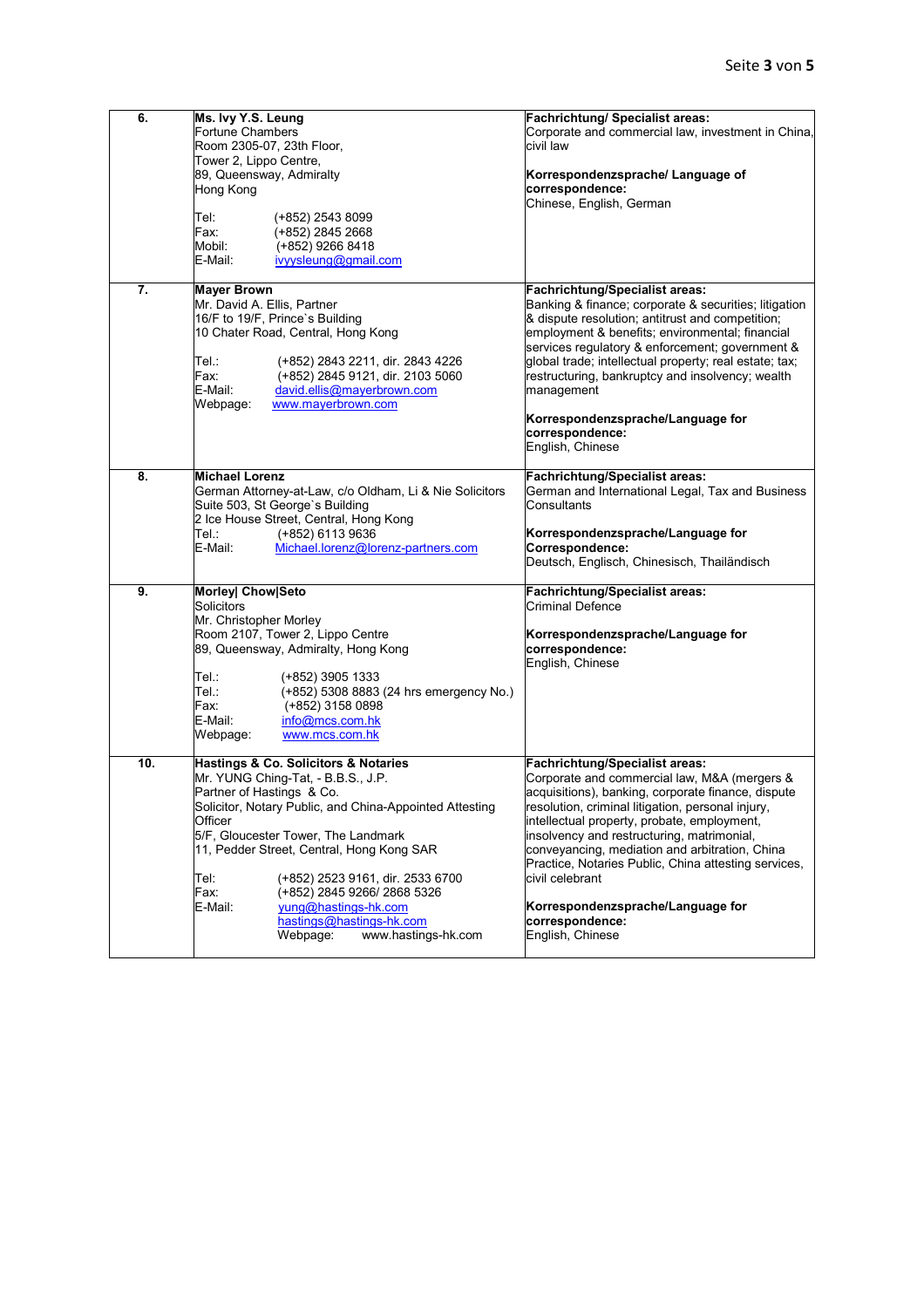| | | |
|---|---|---|
| **6.** | **Ms. Ivy Y.S. Leung**<br>Fortune Chambers<br>Room 2305-07, 23th Floor,<br>Tower 2, Lippo Centre,<br>89, Queensway, Admiralty<br>Hong Kong<br><br>Tel: (+852) 2543 8099<br>Fax: (+852) 2845 2668<br>Mobil: (+852) 9266 8418<br>E-Mail: ivyysleung@gmail.com | **Fachrichtung/ Specialist areas:**<br>Corporate and commercial law, investment in China, civil law<br><br>**Korrespondenzsprache/ Language of correspondence:**<br>Chinese, English, German |
| **7.** | **Mayer Brown**<br>Mr. David A. Ellis, Partner<br>16/F to 19/F, Prince`s Building<br>10 Chater Road, Central, Hong Kong<br><br>Tel.: (+852) 2843 2211, dir. 2843 4226<br>Fax: (+852) 2845 9121, dir. 2103 5060<br>E-Mail: david.ellis@mayerbrown.com<br>Webpage: www.mayerbrown.com | **Fachrichtung/Specialist areas:**<br>Banking & finance; corporate & securities; litigation & dispute resolution; antitrust and competition; employment & benefits; environmental; financial services regulatory & enforcement; government & global trade; intellectual property; real estate; tax; restructuring, bankruptcy and insolvency; wealth management<br><br>**Korrespondenzsprache/Language for correspondence:**<br>English, Chinese |
| **8.** | **Michael Lorenz**<br>German Attorney-at-Law, c/o Oldham, Li & Nie Solicitors<br>Suite 503, St George`s Building<br>2 Ice House Street, Central, Hong Kong<br>Tel.: (+852) 6113 9636<br>E-Mail: Michael.lorenz@lorenz-partners.com | **Fachrichtung/Specialist areas:**<br>German and International Legal, Tax and Business Consultants<br><br>**Korrespondenzsprache/Language for Correspondence:**<br>Deutsch, Englisch, Chinesisch, Thailändisch |
| **9.** | **Morley\| Chow\|Seto**<br>Solicitors<br>Mr. Christopher Morley<br>Room 2107, Tower 2, Lippo Centre<br>89, Queensway, Admiralty, Hong Kong<br><br>Tel.: (+852) 3905 1333<br>Tel.: (+852) 5308 8883 (24 hrs emergency No.)<br>Fax: (+852) 3158 0898<br>E-Mail: info@mcs.com.hk<br>Webpage: www.mcs.com.hk | **Fachrichtung/Specialist areas:**<br>Criminal Defence<br><br>**Korrespondenzsprache/Language for correspondence:**<br>English, Chinese |
| **10.** | **Hastings & Co. Solicitors & Notaries**<br>Mr. YUNG Ching-Tat, - B.B.S., J.P.<br>Partner of Hastings & Co.<br>Solicitor, Notary Public, and China-Appointed Attesting Officer<br>5/F, Gloucester Tower, The Landmark<br>11, Pedder Street, Central, Hong Kong SAR<br><br>Tel: (+852) 2523 9161, dir. 2533 6700<br>Fax: (+852) 2845 9266/ 2868 5326<br>E-Mail: yung@hastings-hk.com<br>hastings@hastings-hk.com<br>Webpage: www.hastings-hk.com | **Fachrichtung/Specialist areas:**<br>Corporate and commercial law, M&A (mergers & acquisitions), banking, corporate finance, dispute resolution, criminal litigation, personal injury, intellectual property, probate, employment, insolvency and restructuring, matrimonial, conveyancing, mediation and arbitration, China Practice, Notaries Public, China attesting services, civil celebrant<br><br>**Korrespondenzsprache/Language for correspondence:**<br>English, Chinese |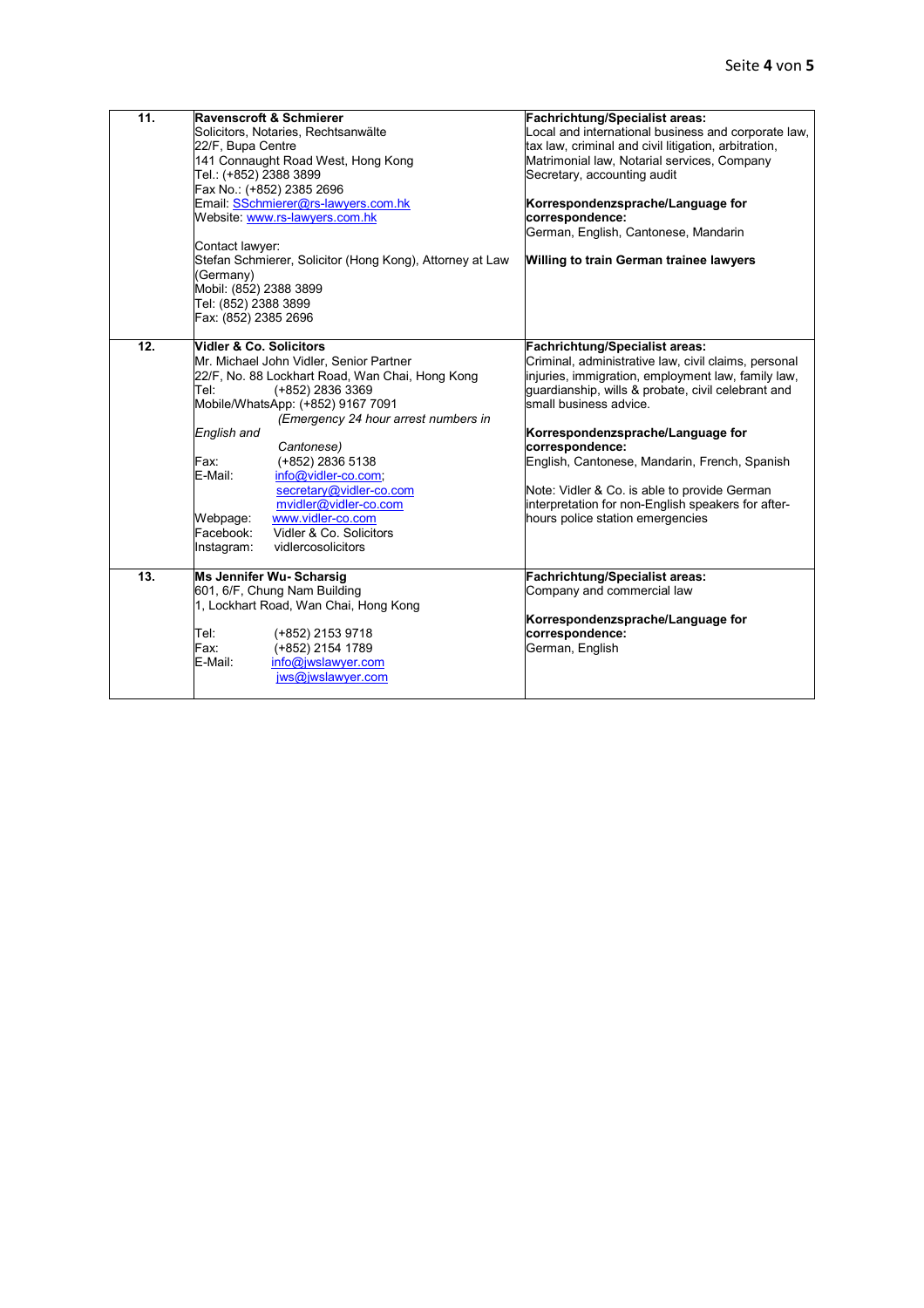| | | |
|---|---|---|
| **11.** | **Ravenscroft & Schmierer**<br>Solicitors, Notaries, Rechtsanwälte<br>22/F, Bupa Centre<br>141 Connaught Road West, Hong Kong<br>Tel.: (+852) 2388 3899<br>Fax No.: (+852) 2385 2696<br>Email: SSchmierer@rs-lawyers.com.hk<br>Website: www.rs-lawyers.com.hk<br><br>Contact lawyer:<br>Stefan Schmierer, Solicitor (Hong Kong), Attorney at Law (Germany)<br>Mobil: (852) 2388 3899<br>Tel: (852) 2388 3899<br>Fax: (852) 2385 2696 | **Fachrichtung/Specialist areas:**<br>Local and international business and corporate law, tax law, criminal and civil litigation, arbitration, Matrimonial law, Notarial services, Company Secretary, accounting audit<br><br>**Korrespondenzsprache/Language for correspondence:**<br>German, English, Cantonese, Mandarin<br><br>**Willing to train German trainee lawyers** |
| **12.** | **Vidler & Co. Solicitors**<br>Mr. Michael John Vidler, Senior Partner<br>22/F, No. 88 Lockhart Road, Wan Chai, Hong Kong<br>Tel: (+852) 2836 3369<br>Mobile/WhatsApp: (+852) 9167 7091<br>*(Emergency 24 hour arrest numbers in English and Cantonese)*<br>Fax: (+852) 2836 5138<br>E-Mail: info@vidler-co.com;<br>secretary@vidler-co.com<br>mvidler@vidler-co.com<br>Webpage: www.vidler-co.com<br>Facebook: Vidler & Co. Solicitors<br>Instagram: vidlercosolicitors | **Fachrichtung/Specialist areas:**<br>Criminal, administrative law, civil claims, personal injuries, immigration, employment law, family law, guardianship, wills & probate, civil celebrant and small business advice.<br><br>**Korrespondenzsprache/Language for correspondence:**<br>English, Cantonese, Mandarin, French, Spanish<br><br>Note: Vidler & Co. is able to provide German interpretation for non-English speakers for after-hours police station emergencies |
| **13.** | **Ms Jennifer Wu- Scharsig**<br>601, 6/F, Chung Nam Building<br>1, Lockhart Road, Wan Chai, Hong Kong<br><br>Tel: (+852) 2153 9718<br>Fax: (+852) 2154 1789<br>E-Mail: info@jwslawyer.com<br>jws@jwslawyer.com | **Fachrichtung/Specialist areas:**<br>Company and commercial law<br><br>**Korrespondenzsprache/Language for correspondence:**<br>German, English |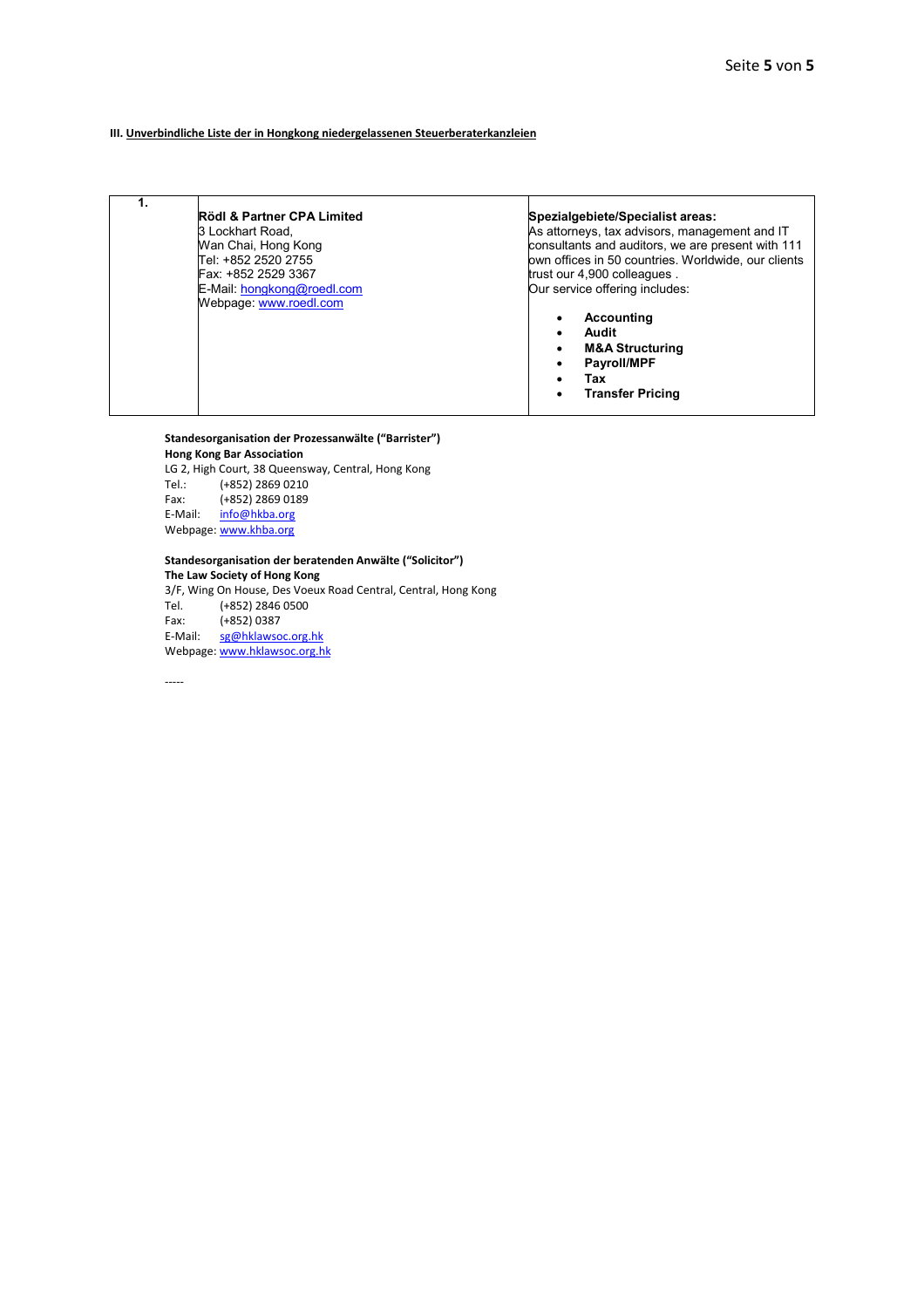**III. Unverbindliche Liste der in Hongkong niedergelassenen Steuerberaterkanzleien**

| | | |
|---|---|---|
| **1.** | **Rödl & Partner CPA Limited**<br>3 Lockhart Road,<br>Wan Chai, Hong Kong<br>Tel: +852 2520 2755<br>Fax: +852 2529 3367<br>E-Mail: hongkong@roedl.com<br>Webpage: www.roedl.com | **Spezialgebiete/Specialist areas:**<br>As attorneys, tax advisors, management and IT consultants and auditors, we are present with 111 own offices in 50 countries. Worldwide, our clients trust our 4,900 colleagues .<br>Our service offering includes:<br>• **Accounting**<br>• **Audit**<br>• **M&A Structuring**<br>• **Payroll/MPF**<br>• **Tax**<br>• **Transfer Pricing** |

**Standesorganisation der Prozessanwälte ("Barrister")**
**Hong Kong Bar Association**
LG 2, High Court, 38 Queensway, Central, Hong Kong
Tel.: (+852) 2869 0210
Fax: (+852) 2869 0189
E-Mail: info@hkba.org
Webpage: www.khba.org

**Standesorganisation der beratenden Anwälte ("Solicitor")**
**The Law Society of Hong Kong**
3/F, Wing On House, Des Voeux Road Central, Central, Hong Kong
Tel. (+852) 2846 0500
Fax: (+852) 0387
E-Mail: sg@hklawsoc.org.hk
Webpage: www.hklawsoc.org.hk

-----